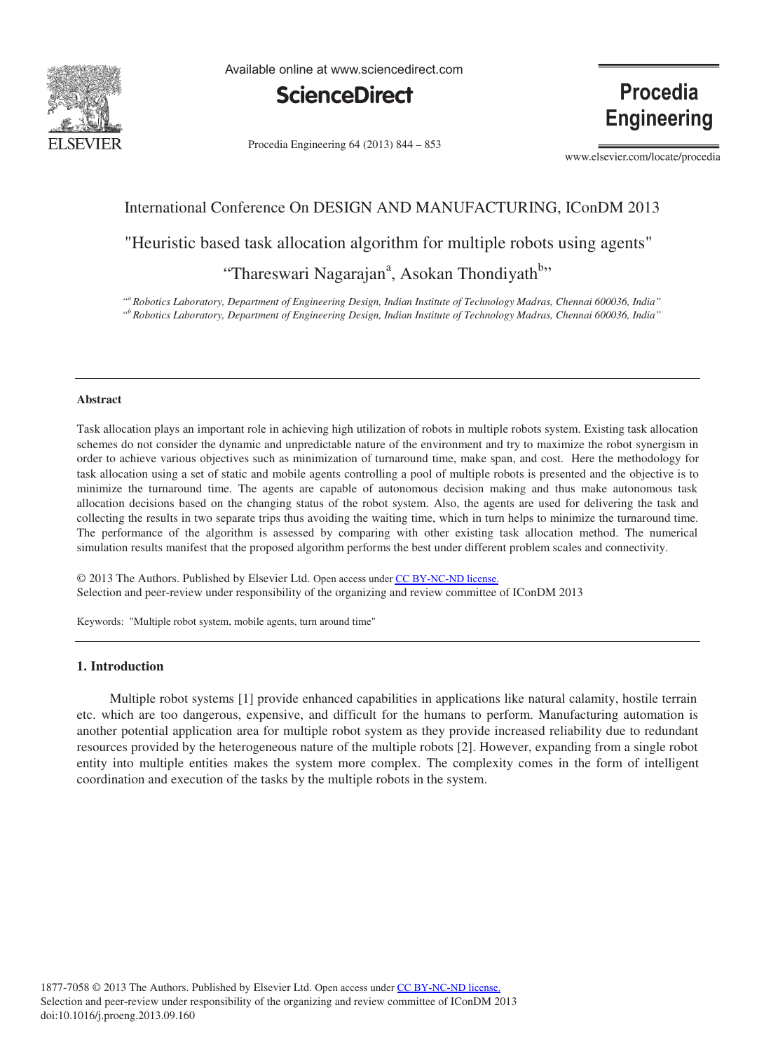International Conference On DESIGN AND MANUFACTURING, IConDM 2013

# "Heuristic based task allocation algorithm for multiple robots using agents"

"Thareswari Nagarajan[a], Asokan Thondiyath[b]"

*"[a] Robotics Laboratory, Department of Engineering Design, Indian Institute of Technology Madras, Chennai 600036, India"*
*"[b] Robotics Laboratory, Department of Engineering Design, Indian Institute of Technology Madras, Chennai 600036, India"*

---

**Abstract**

Task allocation plays an important role in achieving high utilization of robots in multiple robots system. Existing task allocation schemes do not consider the dynamic and unpredictable nature of the environment and try to maximize the robot synergism in order to achieve various objectives such as minimization of turnaround time, make span, and cost. Here the methodology for task allocation using a set of static and mobile agents controlling a pool of multiple robots is presented and the objective is to minimize the turnaround time. The agents are capable of autonomous decision making and thus make autonomous task allocation decisions based on the changing status of the robot system. Also, the agents are used for delivering the task and collecting the results in two separate trips thus avoiding the waiting time, which in turn helps to minimize the turnaround time. The performance of the algorithm is assessed by comparing with other existing task allocation method. The numerical simulation results manifest that the proposed algorithm performs the best under different problem scales and connectivity.

© 2013 The Authors. Published by Elsevier Ltd. Open access under CC BY-NC-ND license.
Selection and peer-review under responsibility of the organizing and review committee of IConDM 2013

Keywords: "Multiple robot system, mobile agents, turn around time"

---

## 1. Introduction

Multiple robot systems [1] provide enhanced capabilities in applications like natural calamity, hostile terrain etc. which are too dangerous, expensive, and difficult for the humans to perform. Manufacturing automation is another potential application area for multiple robot system as they provide increased reliability due to redundant resources provided by the heterogeneous nature of the multiple robots [2]. However, expanding from a single robot entity into multiple entities makes the system more complex. The complexity comes in the form of intelligent coordination and execution of the tasks by the multiple robots in the system.

1877-7058 © 2013 The Authors. Published by Elsevier Ltd. Open access under CC BY-NC-ND license.
Selection and peer-review under responsibility of the organizing and review committee of IConDM 2013
doi:10.1016/j.proeng.2013.09.160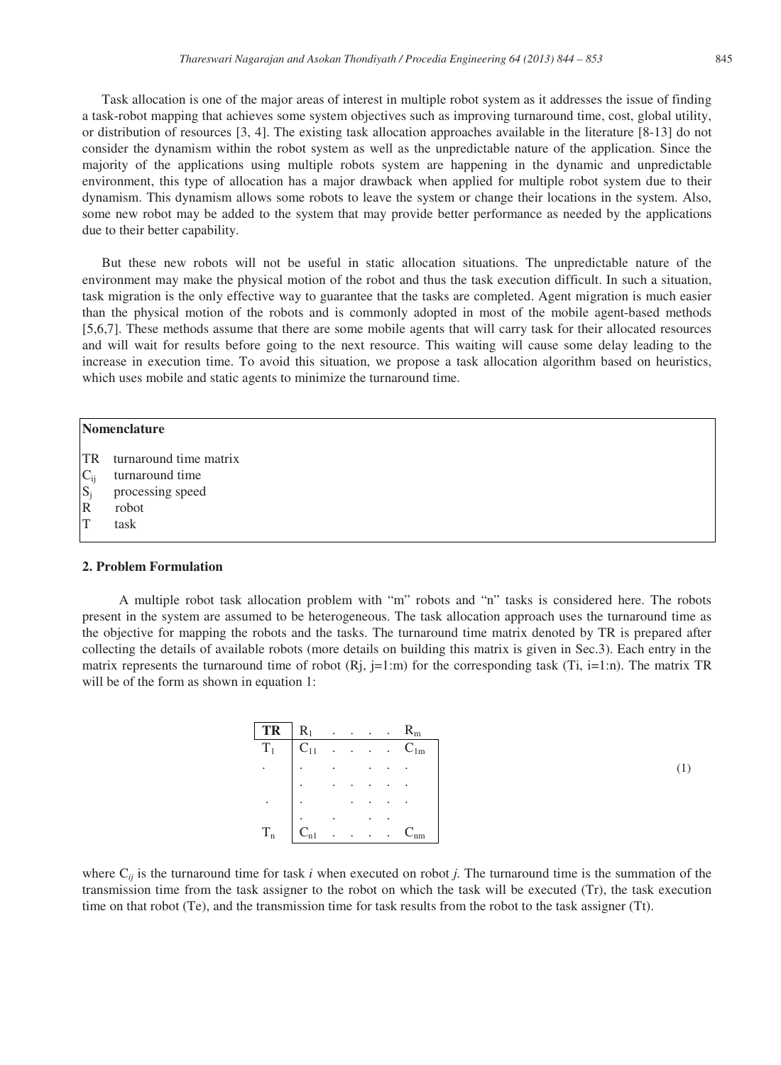Task allocation is one of the major areas of interest in multiple robot system as it addresses the issue of finding a task-robot mapping that achieves some system objectives such as improving turnaround time, cost, global utility, or distribution of resources [3, 4]. The existing task allocation approaches available in the literature [8-13] do not consider the dynamism within the robot system as well as the unpredictable nature of the application. Since the majority of the applications using multiple robots system are happening in the dynamic and unpredictable environment, this type of allocation has a major drawback when applied for multiple robot system due to their dynamism. This dynamism allows some robots to leave the system or change their locations in the system. Also, some new robot may be added to the system that may provide better performance as needed by the applications due to their better capability.

But these new robots will not be useful in static allocation situations. The unpredictable nature of the environment may make the physical motion of the robot and thus the task execution difficult. In such a situation, task migration is the only effective way to guarantee that the tasks are completed. Agent migration is much easier than the physical motion of the robots and is commonly adopted in most of the mobile agent-based methods [5,6,7]. These methods assume that there are some mobile agents that will carry task for their allocated resources and will wait for results before going to the next resource. This waiting will cause some delay leading to the increase in execution time. To avoid this situation, we propose a task allocation algorithm based on heuristics, which uses mobile and static agents to minimize the turnaround time.

**Nomenclature**

| | |
|---|---|
| TR | turnaround time matrix |
| $C_{ij}$ | turnaround time |
| $S_j$ | processing speed |
| R | robot |
| T | task |

## 2. Problem Formulation

A multiple robot task allocation problem with “m” robots and “n” tasks is considered here. The robots present in the system are assumed to be heterogeneous. The task allocation approach uses the turnaround time as the objective for mapping the robots and the tasks. The turnaround time matrix denoted by TR is prepared after collecting the details of available robots (more details on building this matrix is given in Sec.3). Each entry in the matrix represents the turnaround time of robot (Rj, j=1:m) for the corresponding task (Ti, i=1:n). The matrix TR will be of the form as shown in equation 1:

$$
\begin{array}{c|cccccc}
\textbf{TR} & R_1 & . & . & . & . & R_m \\
\hline
T_1 & C_{11} & . & . & . & . & C_{1m} \\
. & . & . & & . & . & . \\
 & . & . & . & . & . & . \\
. & . & & . & . & . & . \\
 & . & . & & . & . & \\
T_n & C_{n1} & . & . & . & . & C_{nm}
\end{array}
\quad (1)
$$

where $C_{ij}$ is the turnaround time for task *i* when executed on robot *j*. The turnaround time is the summation of the transmission time from the task assigner to the robot on which the task will be executed (Tr), the task execution time on that robot (Te), and the transmission time for task results from the robot to the task assigner (Tt).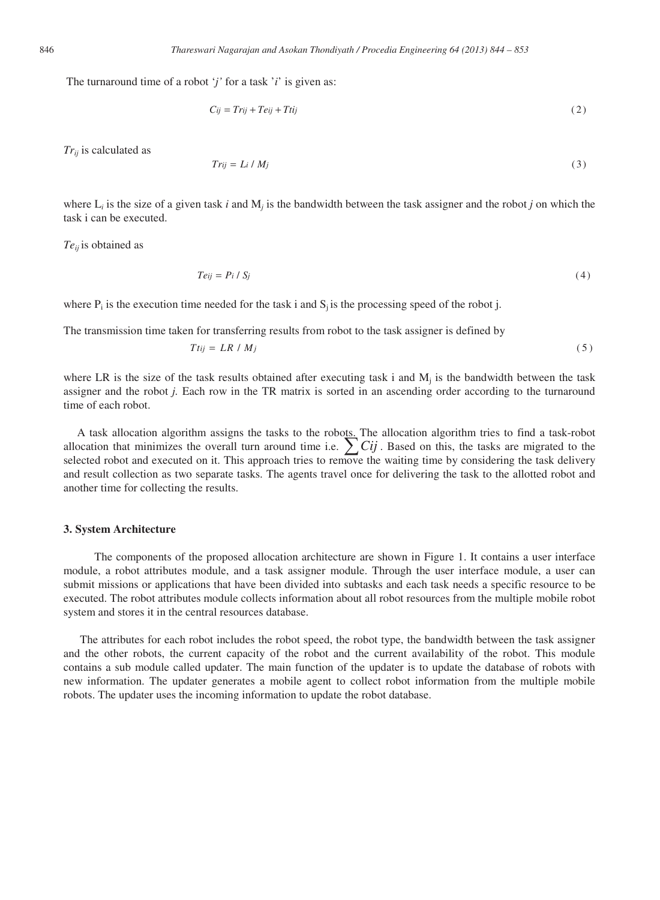The turnaround time of a robot '*j*' for a task '*i*' is given as:

$$C_{ij} = Tr_{ij} + Te_{ij} + Tt_{ij} \tag{2}$$

$Tr_{ij}$ is calculated as

$$Tr_{ij} = L_i / M_j \tag{3}$$

where $L_i$ is the size of a given task *i* and $M_j$ is the bandwidth between the task assigner and the robot *j* on which the task i can be executed.

$Te_{ij}$ is obtained as

$$Te_{ij} = P_i / S_j \tag{4}$$

where $P_i$ is the execution time needed for the task i and $S_j$ is the processing speed of the robot j.

The transmission time taken for transferring results from robot to the task assigner is defined by

$$Tt_{ij} = LR / M_j \tag{5}$$

where LR is the size of the task results obtained after executing task i and $M_j$ is the bandwidth between the task assigner and the robot *j.* Each row in the TR matrix is sorted in an ascending order according to the turnaround time of each robot.

A task allocation algorithm assigns the tasks to the robots. The allocation algorithm tries to find a task-robot allocation that minimizes the overall turn around time i.e. $\sum Cij$ . Based on this, the tasks are migrated to the selected robot and executed on it. This approach tries to remove the waiting time by considering the task delivery and result collection as two separate tasks. The agents travel once for delivering the task to the allotted robot and another time for collecting the results.

### 3. System Architecture

The components of the proposed allocation architecture are shown in Figure 1. It contains a user interface module, a robot attributes module, and a task assigner module. Through the user interface module, a user can submit missions or applications that have been divided into subtasks and each task needs a specific resource to be executed. The robot attributes module collects information about all robot resources from the multiple mobile robot system and stores it in the central resources database.

The attributes for each robot includes the robot speed, the robot type, the bandwidth between the task assigner and the other robots, the current capacity of the robot and the current availability of the robot. This module contains a sub module called updater. The main function of the updater is to update the database of robots with new information. The updater generates a mobile agent to collect robot information from the multiple mobile robots. The updater uses the incoming information to update the robot database.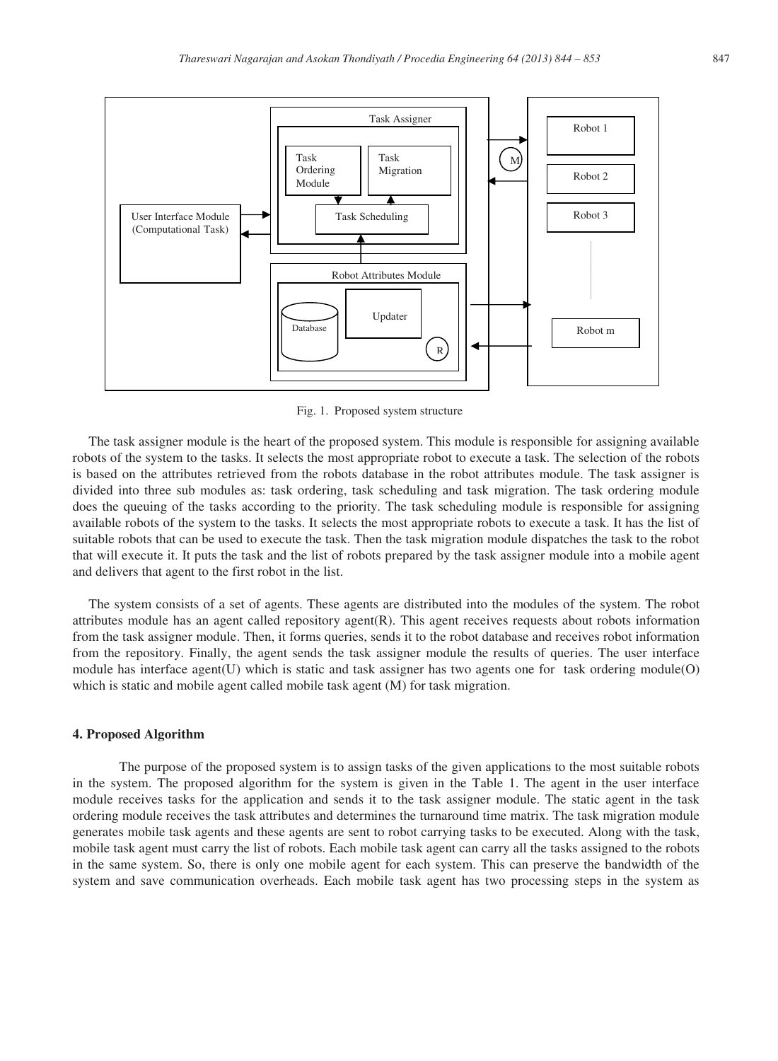Fig. 1. Proposed system structure

The task assigner module is the heart of the proposed system. This module is responsible for assigning available robots of the system to the tasks. It selects the most appropriate robot to execute a task. The selection of the robots is based on the attributes retrieved from the robots database in the robot attributes module. The task assigner is divided into three sub modules as: task ordering, task scheduling and task migration. The task ordering module does the queuing of the tasks according to the priority. The task scheduling module is responsible for assigning available robots of the system to the tasks. It selects the most appropriate robots to execute a task. It has the list of suitable robots that can be used to execute the task. Then the task migration module dispatches the task to the robot that will execute it. It puts the task and the list of robots prepared by the task assigner module into a mobile agent and delivers that agent to the first robot in the list.

The system consists of a set of agents. These agents are distributed into the modules of the system. The robot attributes module has an agent called repository agent(R). This agent receives requests about robots information from the task assigner module. Then, it forms queries, sends it to the robot database and receives robot information from the repository. Finally, the agent sends the task assigner module the results of queries. The user interface module has interface agent(U) which is static and task assigner has two agents one for task ordering module(O) which is static and mobile agent called mobile task agent (M) for task migration.

## 4. Proposed Algorithm

The purpose of the proposed system is to assign tasks of the given applications to the most suitable robots in the system. The proposed algorithm for the system is given in the Table 1. The agent in the user interface module receives tasks for the application and sends it to the task assigner module. The static agent in the task ordering module receives the task attributes and determines the turnaround time matrix. The task migration module generates mobile task agents and these agents are sent to robot carrying tasks to be executed. Along with the task, mobile task agent must carry the list of robots. Each mobile task agent can carry all the tasks assigned to the robots in the same system. So, there is only one mobile agent for each system. This can preserve the bandwidth of the system and save communication overheads. Each mobile task agent has two processing steps in the system as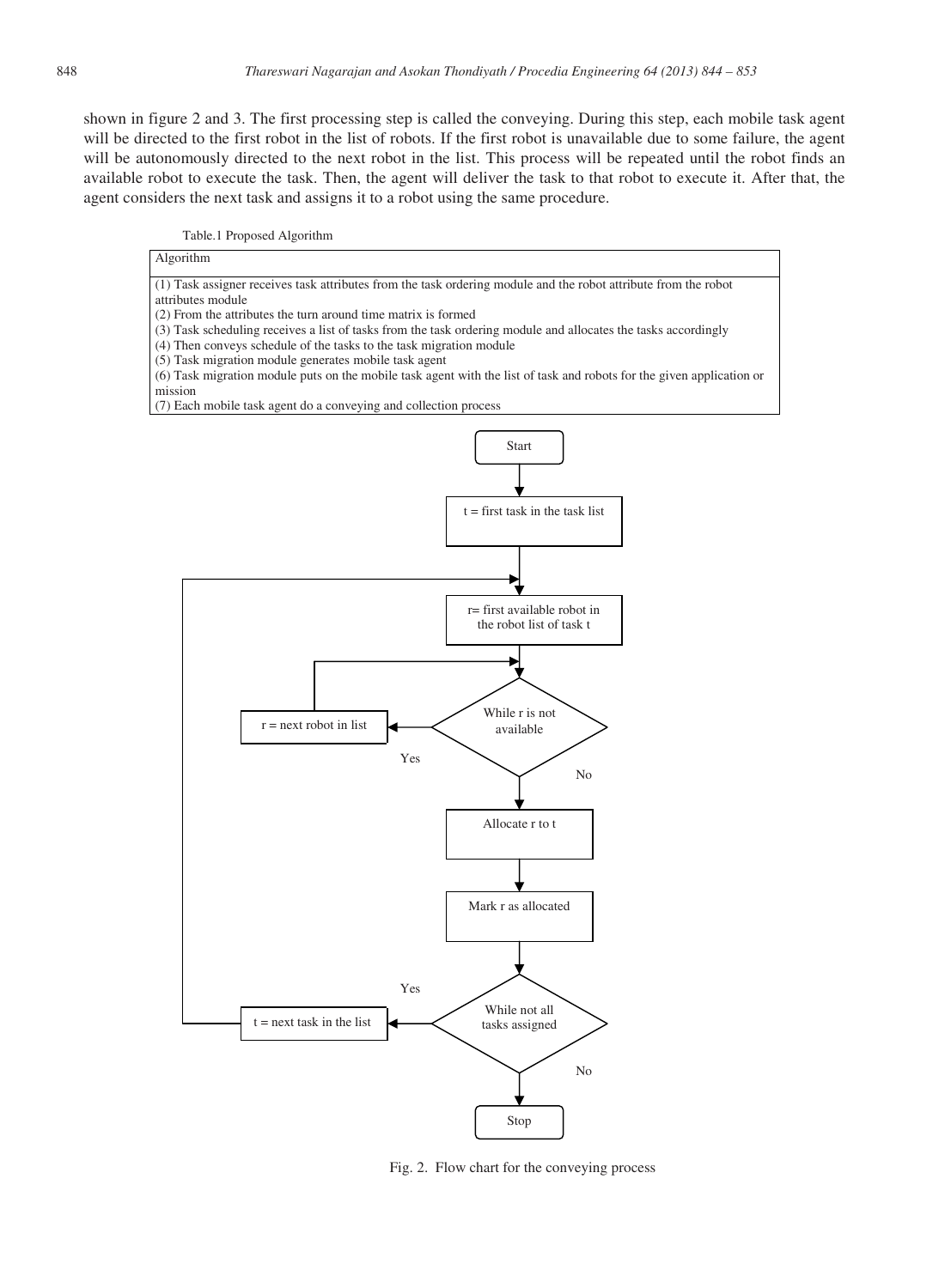shown in figure 2 and 3. The first processing step is called the conveying. During this step, each mobile task agent will be directed to the first robot in the list of robots. If the first robot is unavailable due to some failure, the agent will be autonomously directed to the next robot in the list. This process will be repeated until the robot finds an available robot to execute the task. Then, the agent will deliver the task to that robot to execute it. After that, the agent considers the next task and assigns it to a robot using the same procedure.

Table.1 Proposed Algorithm

| Algorithm |
|---|
| (1) Task assigner receives task attributes from the task ordering module and the robot attribute from the robot attributes module<br>(2) From the attributes the turn around time matrix is formed<br>(3) Task scheduling receives a list of tasks from the task ordering module and allocates the tasks accordingly<br>(4) Then conveys schedule of the tasks to the task migration module<br>(5) Task migration module generates mobile task agent<br>(6) Task migration module puts on the mobile task agent with the list of task and robots for the given application or mission<br>(7) Each mobile task agent do a conveying and collection process |

Start

t = first task in the task list

r= first available robot in the robot list of task t

While r is not available

Yes

r = next robot in list

No

Allocate r to t

Mark r as allocated

While not all tasks assigned

Yes

t = next task in the list

No

Stop

Fig. 2. Flow chart for the conveying process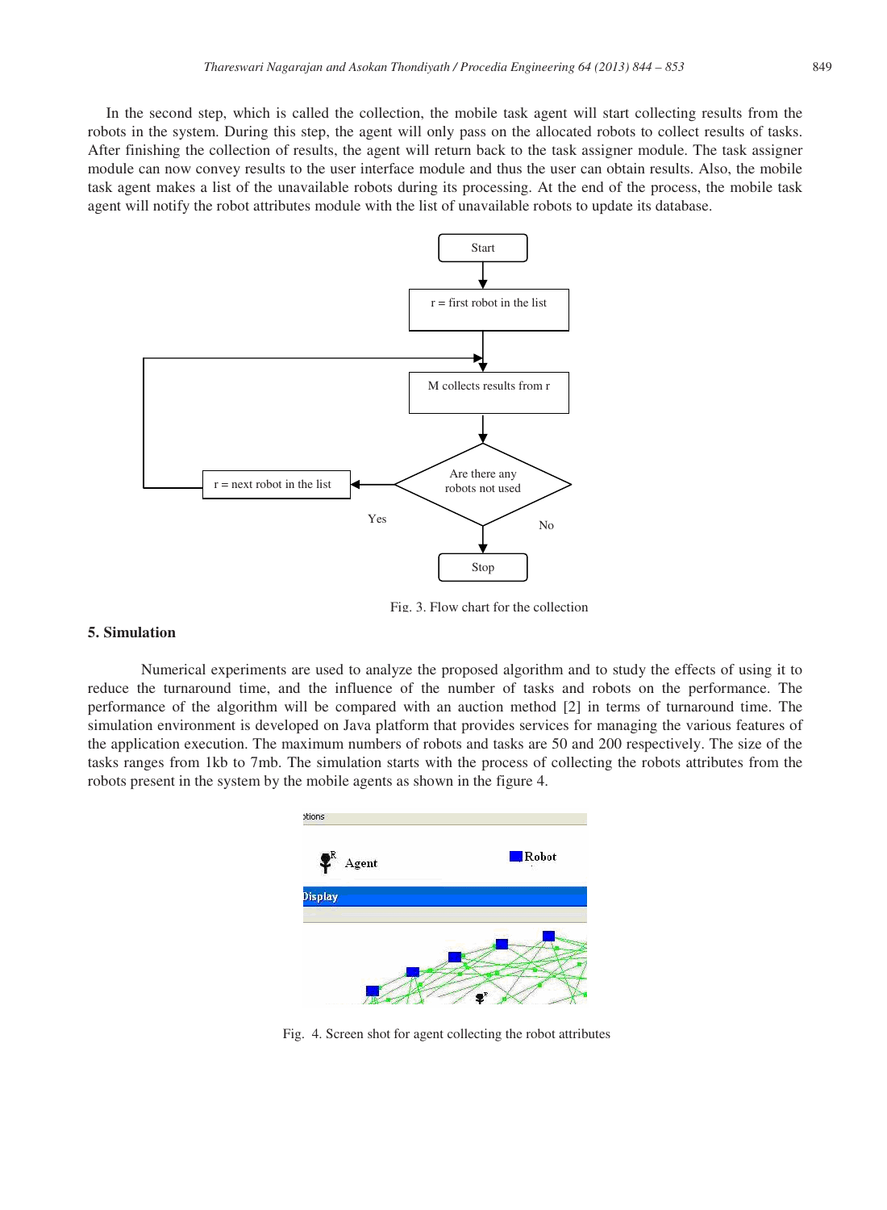In the second step, which is called the collection, the mobile task agent will start collecting results from the robots in the system. During this step, the agent will only pass on the allocated robots to collect results of tasks. After finishing the collection of results, the agent will return back to the task assigner module. The task assigner module can now convey results to the user interface module and thus the user can obtain results. Also, the mobile task agent makes a list of the unavailable robots during its processing. At the end of the process, the mobile task agent will notify the robot attributes module with the list of unavailable robots to update its database.

Fig. 3. Flow chart for the collection

## 5. Simulation

Numerical experiments are used to analyze the proposed algorithm and to study the effects of using it to reduce the turnaround time, and the influence of the number of tasks and robots on the performance. The performance of the algorithm will be compared with an auction method [2] in terms of turnaround time. The simulation environment is developed on Java platform that provides services for managing the various features of the application execution. The maximum numbers of robots and tasks are 50 and 200 respectively. The size of the tasks ranges from 1kb to 7mb. The simulation starts with the process of collecting the robots attributes from the robots present in the system by the mobile agents as shown in the figure 4.

Fig. 4. Screen shot for agent collecting the robot attributes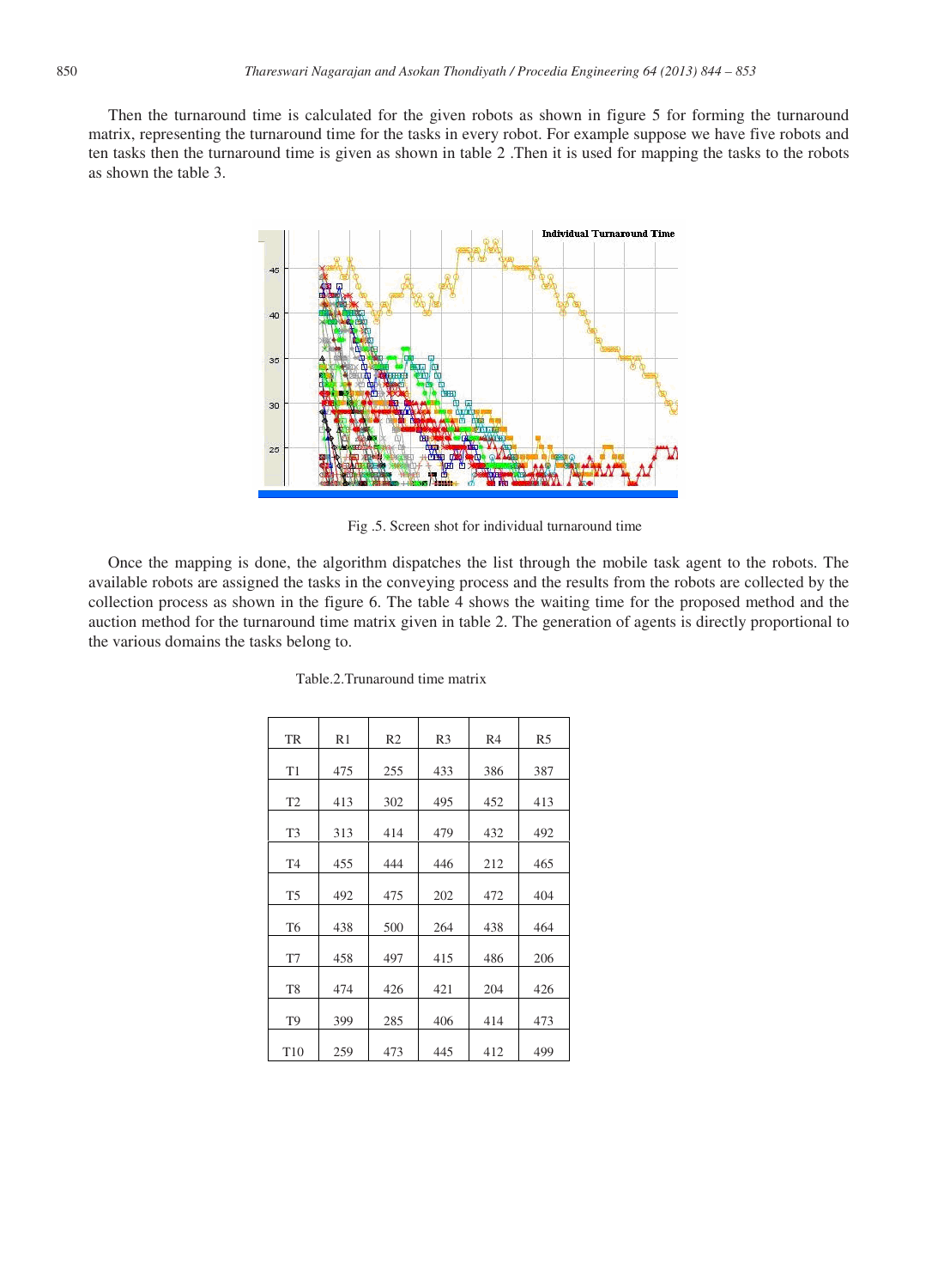Then the turnaround time is calculated for the given robots as shown in figure 5 for forming the turnaround matrix, representing the turnaround time for the tasks in every robot. For example suppose we have five robots and ten tasks then the turnaround time is given as shown in table 2 .Then it is used for mapping the tasks to the robots as shown the table 3.

Fig .5. Screen shot for individual turnaround time

Once the mapping is done, the algorithm dispatches the list through the mobile task agent to the robots. The available robots are assigned the tasks in the conveying process and the results from the robots are collected by the collection process as shown in the figure 6. The table 4 shows the waiting time for the proposed method and the auction method for the turnaround time matrix given in table 2. The generation of agents is directly proportional to the various domains the tasks belong to.

Table.2.Trunaround time matrix

| TR | R1 | R2 | R3 | R4 | R5 |
|---|---|---|---|---|---|
| T1 | 475 | 255 | 433 | 386 | 387 |
| T2 | 413 | 302 | 495 | 452 | 413 |
| T3 | 313 | 414 | 479 | 432 | 492 |
| T4 | 455 | 444 | 446 | 212 | 465 |
| T5 | 492 | 475 | 202 | 472 | 404 |
| T6 | 438 | 500 | 264 | 438 | 464 |
| T7 | 458 | 497 | 415 | 486 | 206 |
| T8 | 474 | 426 | 421 | 204 | 426 |
| T9 | 399 | 285 | 406 | 414 | 473 |
| T10 | 259 | 473 | 445 | 412 | 499 |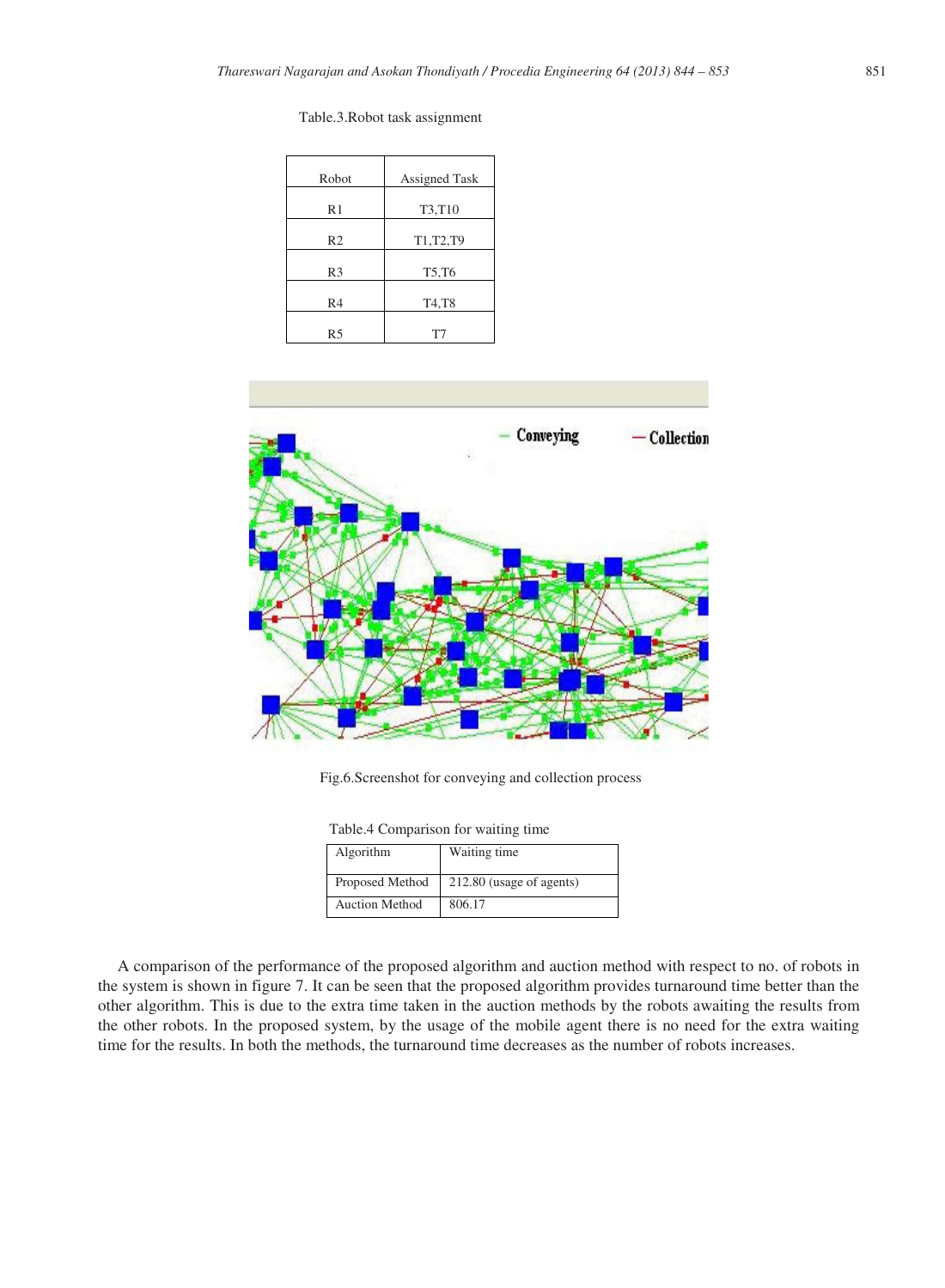Table.3.Robot task assignment

| Robot | Assigned Task |
| --- | --- |
| R1 | T3,T10 |
| R2 | T1,T2,T9 |
| R3 | T5,T6 |
| R4 | T4,T8 |
| R5 | T7 |

Fig.6.Screenshot for conveying and collection process

Table.4 Comparison for waiting time

| Algorithm | Waiting time |
| --- | --- |
| Proposed Method | 212.80 (usage of agents) |
| Auction Method | 806.17 |

A comparison of the performance of the proposed algorithm and auction method with respect to no. of robots in the system is shown in figure 7. It can be seen that the proposed algorithm provides turnaround time better than the other algorithm. This is due to the extra time taken in the auction methods by the robots awaiting the results from the other robots. In the proposed system, by the usage of the mobile agent there is no need for the extra waiting time for the results. In both the methods, the turnaround time decreases as the number of robots increases.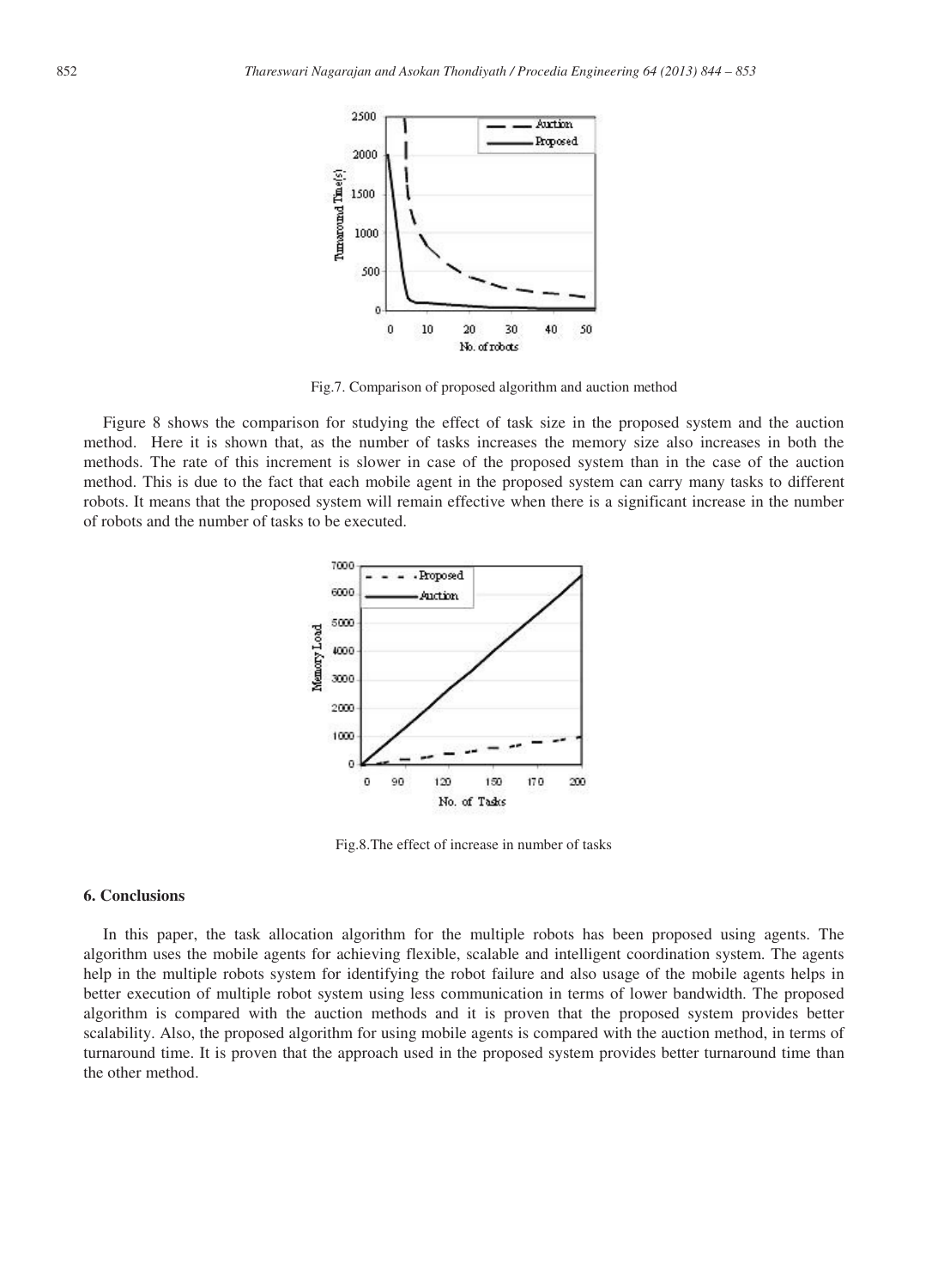Fig.7. Comparison of proposed algorithm and auction method

Figure 8 shows the comparison for studying the effect of task size in the proposed system and the auction method. Here it is shown that, as the number of tasks increases the memory size also increases in both the methods. The rate of this increment is slower in case of the proposed system than in the case of the auction method. This is due to the fact that each mobile agent in the proposed system can carry many tasks to different robots. It means that the proposed system will remain effective when there is a significant increase in the number of robots and the number of tasks to be executed.

Fig.8.The effect of increase in number of tasks

## 6. Conclusions

In this paper, the task allocation algorithm for the multiple robots has been proposed using agents. The algorithm uses the mobile agents for achieving flexible, scalable and intelligent coordination system. The agents help in the multiple robots system for identifying the robot failure and also usage of the mobile agents helps in better execution of multiple robot system using less communication in terms of lower bandwidth. The proposed algorithm is compared with the auction methods and it is proven that the proposed system provides better scalability. Also, the proposed algorithm for using mobile agents is compared with the auction method, in terms of turnaround time. It is proven that the approach used in the proposed system provides better turnaround time than the other method.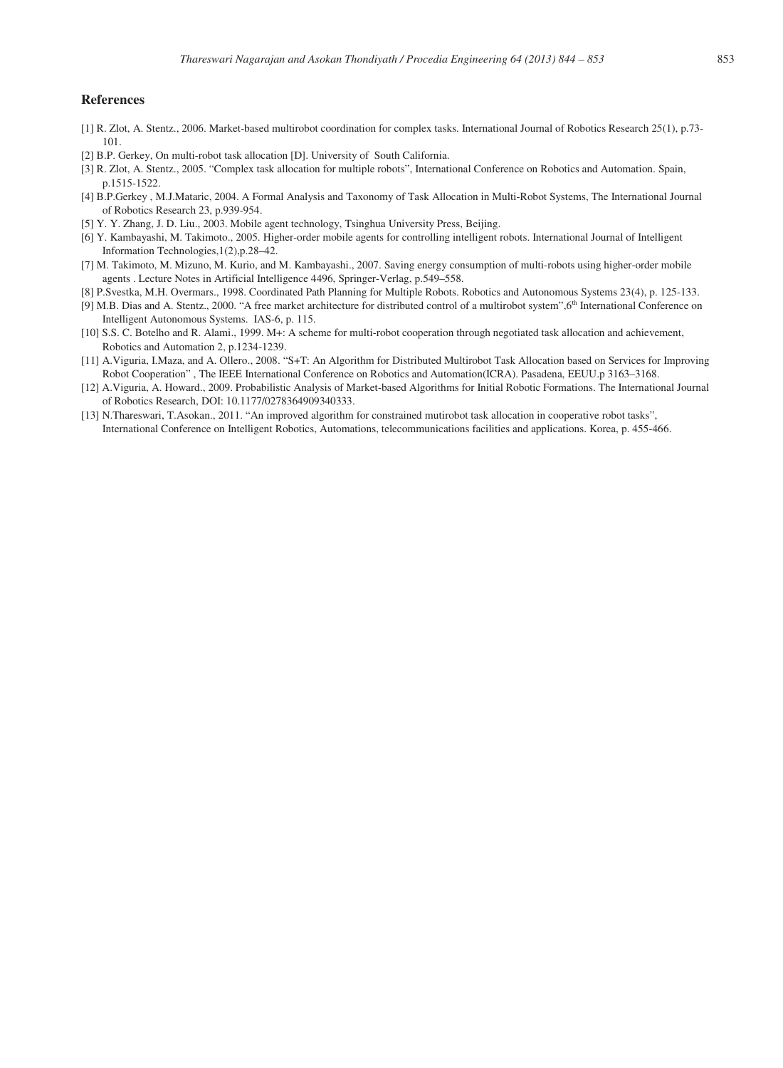## References

[1] R. Zlot, A. Stentz., 2006. Market-based multirobot coordination for complex tasks. International Journal of Robotics Research 25(1), p.73-101.

[2] B.P. Gerkey, On multi-robot task allocation [D]. University of South California.

[3] R. Zlot, A. Stentz., 2005. "Complex task allocation for multiple robots", International Conference on Robotics and Automation. Spain, p.1515-1522.

[4] B.P.Gerkey , M.J.Mataric, 2004. A Formal Analysis and Taxonomy of Task Allocation in Multi-Robot Systems, The International Journal of Robotics Research 23, p.939-954.

[5] Y. Y. Zhang, J. D. Liu., 2003. Mobile agent technology, Tsinghua University Press, Beijing.

[6] Y. Kambayashi, M. Takimoto., 2005. Higher-order mobile agents for controlling intelligent robots. International Journal of Intelligent Information Technologies,1(2),p.28–42.

[7] M. Takimoto, M. Mizuno, M. Kurio, and M. Kambayashi., 2007. Saving energy consumption of multi-robots using higher-order mobile agents . Lecture Notes in Artificial Intelligence 4496, Springer-Verlag, p.549–558.

[8] P.Svestka, M.H. Overmars., 1998. Coordinated Path Planning for Multiple Robots. Robotics and Autonomous Systems 23(4), p. 125-133.

[9] M.B. Dias and A. Stentz., 2000. "A free market architecture for distributed control of a multirobot system",6th International Conference on Intelligent Autonomous Systems. IAS-6, p. 115.

[10] S.S. C. Botelho and R. Alami., 1999. M+: A scheme for multi-robot cooperation through negotiated task allocation and achievement, Robotics and Automation 2, p.1234-1239.

[11] A.Viguria, I.Maza, and A. Ollero., 2008. "S+T: An Algorithm for Distributed Multirobot Task Allocation based on Services for Improving Robot Cooperation" , The IEEE International Conference on Robotics and Automation(ICRA). Pasadena, EEUU.p 3163–3168.

[12] A.Viguria, A. Howard., 2009. Probabilistic Analysis of Market-based Algorithms for Initial Robotic Formations. The International Journal of Robotics Research, DOI: 10.1177/0278364909340333.

[13] N.Thareswari, T.Asokan., 2011. "An improved algorithm for constrained mutirobot task allocation in cooperative robot tasks", International Conference on Intelligent Robotics, Automations, telecommunications facilities and applications. Korea, p. 455-466.